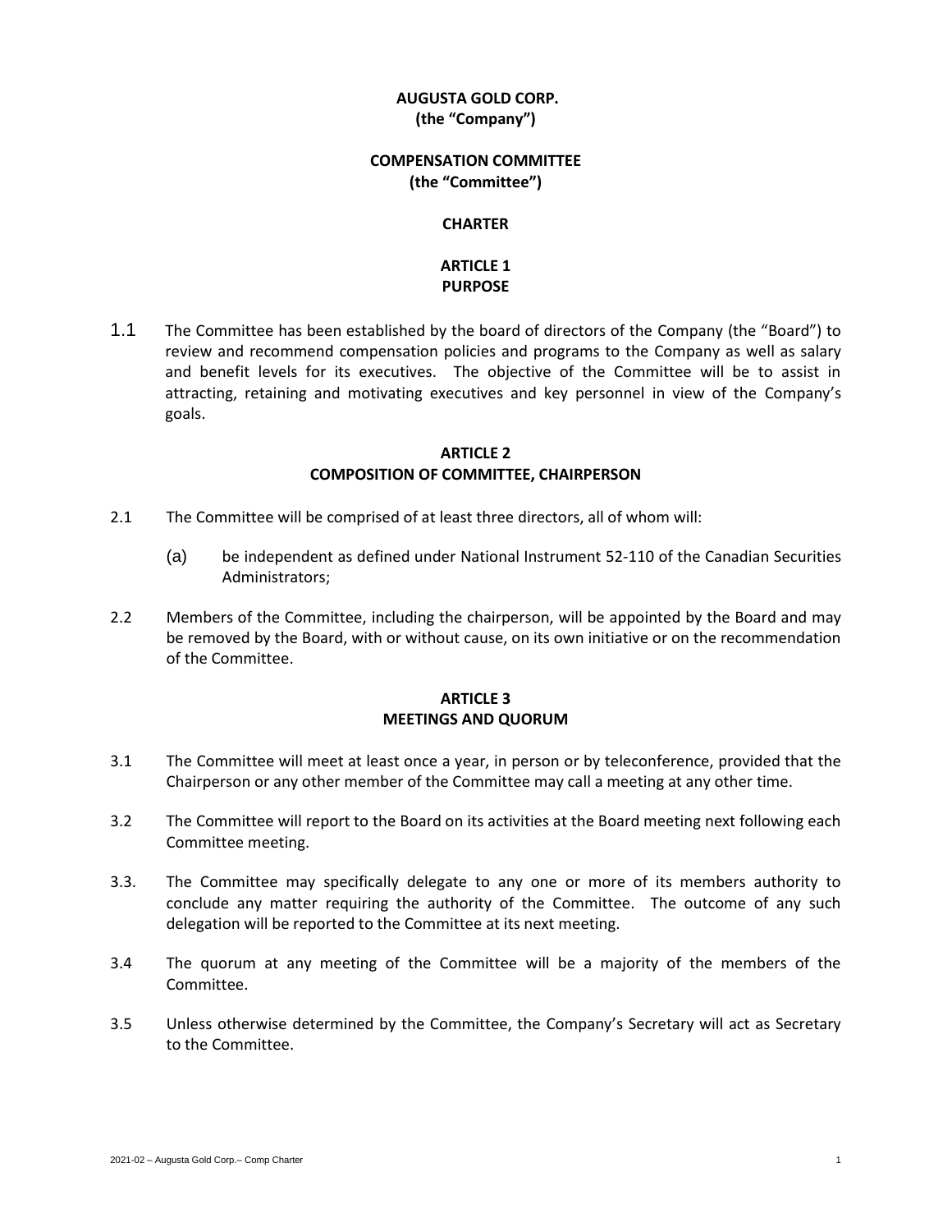**AUGUSTA GOLD CORP.**
**(the "Company")**

**COMPENSATION COMMITTEE**
**(the "Committee")**

**CHARTER**

## ARTICLE 1
## PURPOSE

1.1 The Committee has been established by the board of directors of the Company (the "Board") to review and recommend compensation policies and programs to the Company as well as salary and benefit levels for its executives. The objective of the Committee will be to assist in attracting, retaining and motivating executives and key personnel in view of the Company's goals.

## ARTICLE 2
## COMPOSITION OF COMMITTEE, CHAIRPERSON

2.1 The Committee will be comprised of at least three directors, all of whom will:

(a) be independent as defined under National Instrument 52-110 of the Canadian Securities Administrators;

2.2 Members of the Committee, including the chairperson, will be appointed by the Board and may be removed by the Board, with or without cause, on its own initiative or on the recommendation of the Committee.

## ARTICLE 3
## MEETINGS AND QUORUM

3.1 The Committee will meet at least once a year, in person or by teleconference, provided that the Chairperson or any other member of the Committee may call a meeting at any other time.

3.2 The Committee will report to the Board on its activities at the Board meeting next following each Committee meeting.

3.3. The Committee may specifically delegate to any one or more of its members authority to conclude any matter requiring the authority of the Committee. The outcome of any such delegation will be reported to the Committee at its next meeting.

3.4 The quorum at any meeting of the Committee will be a majority of the members of the Committee.

3.5 Unless otherwise determined by the Committee, the Company's Secretary will act as Secretary to the Committee.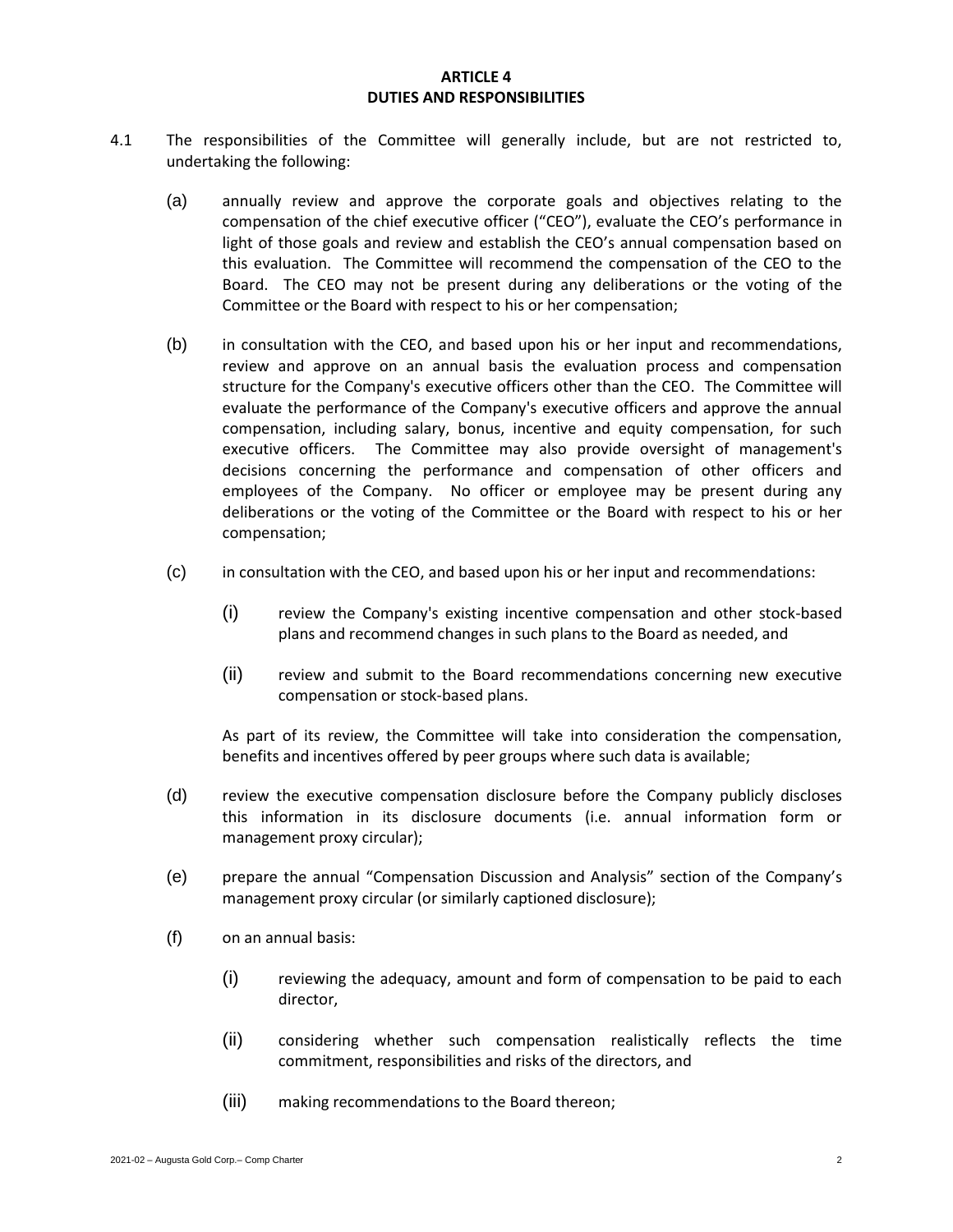**ARTICLE 4**
**DUTIES AND RESPONSIBILITIES**

4.1 The responsibilities of the Committee will generally include, but are not restricted to, undertaking the following:

(a) annually review and approve the corporate goals and objectives relating to the compensation of the chief executive officer ("CEO"), evaluate the CEO's performance in light of those goals and review and establish the CEO's annual compensation based on this evaluation. The Committee will recommend the compensation of the CEO to the Board. The CEO may not be present during any deliberations or the voting of the Committee or the Board with respect to his or her compensation;

(b) in consultation with the CEO, and based upon his or her input and recommendations, review and approve on an annual basis the evaluation process and compensation structure for the Company's executive officers other than the CEO. The Committee will evaluate the performance of the Company's executive officers and approve the annual compensation, including salary, bonus, incentive and equity compensation, for such executive officers. The Committee may also provide oversight of management's decisions concerning the performance and compensation of other officers and employees of the Company. No officer or employee may be present during any deliberations or the voting of the Committee or the Board with respect to his or her compensation;

(c) in consultation with the CEO, and based upon his or her input and recommendations:

(i) review the Company's existing incentive compensation and other stock-based plans and recommend changes in such plans to the Board as needed, and

(ii) review and submit to the Board recommendations concerning new executive compensation or stock-based plans.

As part of its review, the Committee will take into consideration the compensation, benefits and incentives offered by peer groups where such data is available;

(d) review the executive compensation disclosure before the Company publicly discloses this information in its disclosure documents (i.e. annual information form or management proxy circular);

(e) prepare the annual "Compensation Discussion and Analysis" section of the Company's management proxy circular (or similarly captioned disclosure);

(f) on an annual basis:

(i) reviewing the adequacy, amount and form of compensation to be paid to each director,

(ii) considering whether such compensation realistically reflects the time commitment, responsibilities and risks of the directors, and

(iii) making recommendations to the Board thereon;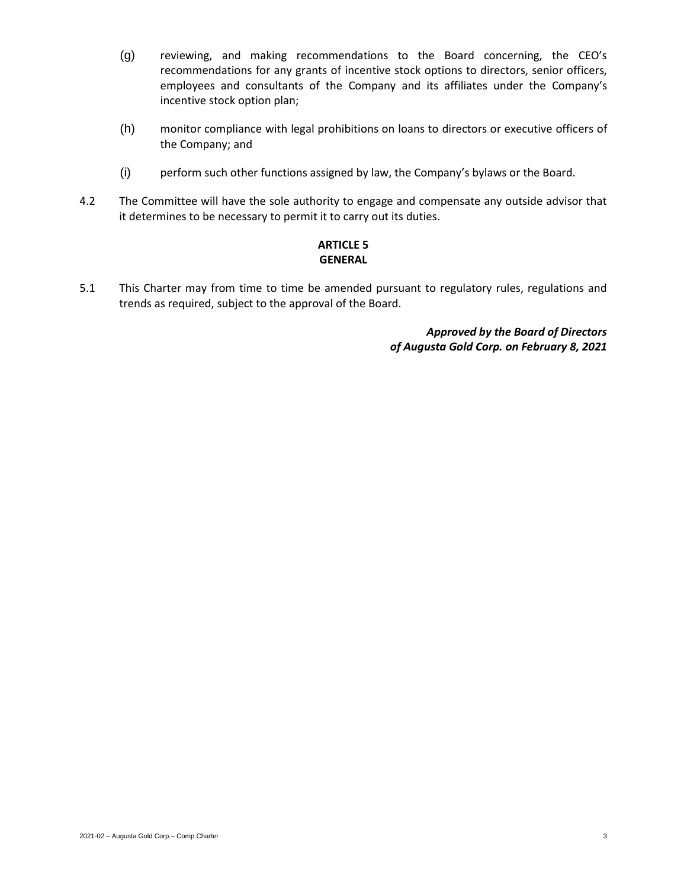(g) reviewing, and making recommendations to the Board concerning, the CEO's recommendations for any grants of incentive stock options to directors, senior officers, employees and consultants of the Company and its affiliates under the Company's incentive stock option plan;

(h) monitor compliance with legal prohibitions on loans to directors or executive officers of the Company; and

(i) perform such other functions assigned by law, the Company's bylaws or the Board.

4.2 The Committee will have the sole authority to engage and compensate any outside advisor that it determines to be necessary to permit it to carry out its duties.

## ARTICLE 5
## GENERAL

5.1 This Charter may from time to time be amended pursuant to regulatory rules, regulations and trends as required, subject to the approval of the Board.

***Approved by the Board of Directors of Augusta Gold Corp. on February 8, 2021***